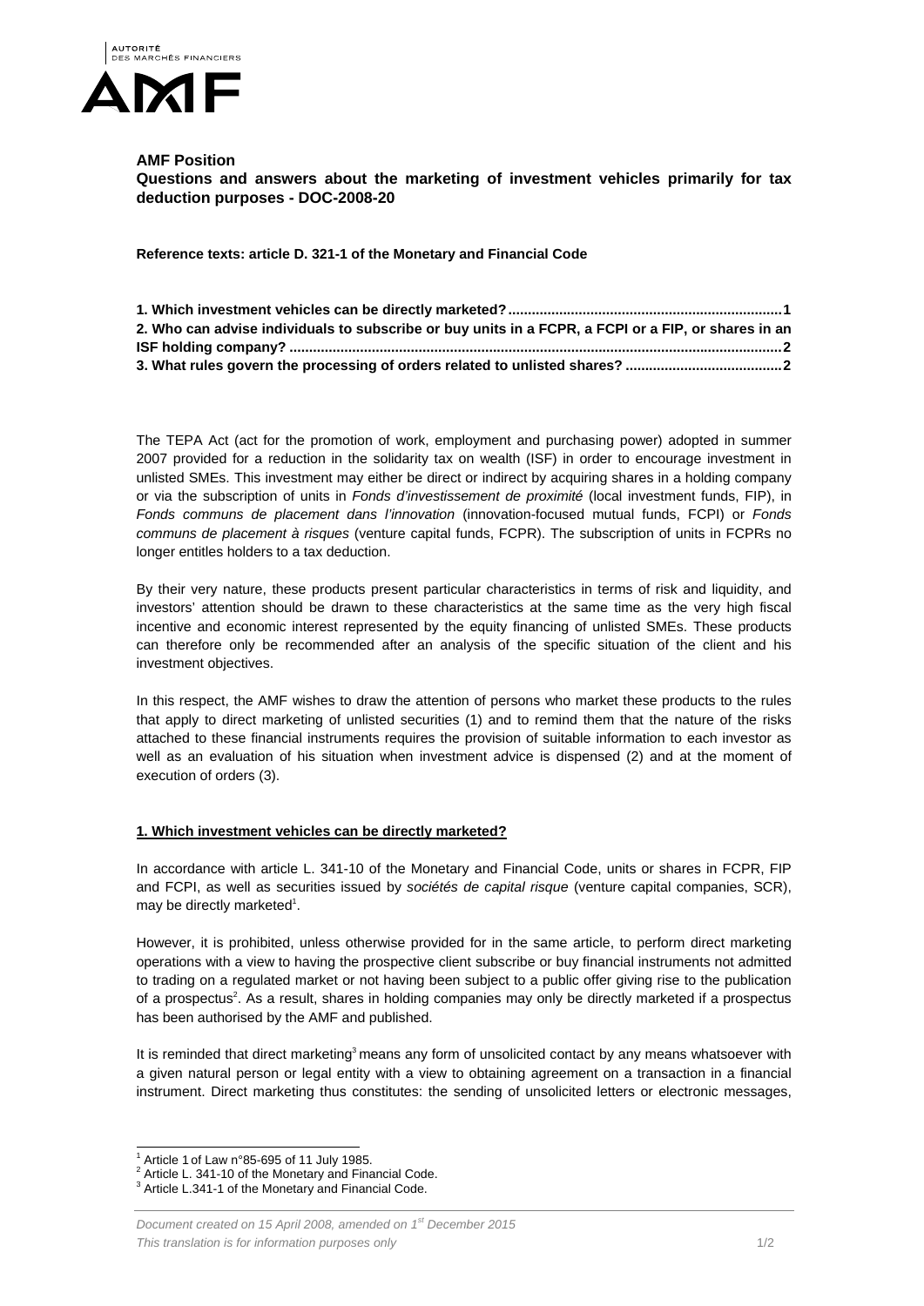**AMF Position**

**Questions and answers about the marketing of investment vehicles primarily for tax deduction purposes - DOC-2008-20**

**Reference texts: article D. 321-1 of the Monetary and Financial Code**

**1. Which investment vehicles can be directly marketed? ........ 1**
**2. Who can advise individuals to subscribe or buy units in a FCPR, a FCPI or a FIP, or shares in an ISF holding company? ........ 2**
**3. What rules govern the processing of orders related to unlisted shares? ........ 2**

The TEPA Act (act for the promotion of work, employment and purchasing power) adopted in summer 2007 provided for a reduction in the solidarity tax on wealth (ISF) in order to encourage investment in unlisted SMEs. This investment may either be direct or indirect by acquiring shares in a holding company or via the subscription of units in *Fonds d'investissement de proximité* (local investment funds, FIP), in *Fonds communs de placement dans l'innovation* (innovation-focused mutual funds, FCPI) or *Fonds communs de placement à risques* (venture capital funds, FCPR). The subscription of units in FCPRs no longer entitles holders to a tax deduction.

By their very nature, these products present particular characteristics in terms of risk and liquidity, and investors' attention should be drawn to these characteristics at the same time as the very high fiscal incentive and economic interest represented by the equity financing of unlisted SMEs. These products can therefore only be recommended after an analysis of the specific situation of the client and his investment objectives.

In this respect, the AMF wishes to draw the attention of persons who market these products to the rules that apply to direct marketing of unlisted securities (1) and to remind them that the nature of the risks attached to these financial instruments requires the provision of suitable information to each investor as well as an evaluation of his situation when investment advice is dispensed (2) and at the moment of execution of orders (3).

## 1. Which investment vehicles can be directly marketed?

In accordance with article L. 341-10 of the Monetary and Financial Code, units or shares in FCPR, FIP and FCPI, as well as securities issued by *sociétés de capital risque* (venture capital companies, SCR), may be directly marketed[1].

However, it is prohibited, unless otherwise provided for in the same article, to perform direct marketing operations with a view to having the prospective client subscribe or buy financial instruments not admitted to trading on a regulated market or not having been subject to a public offer giving rise to the publication of a prospectus[2]. As a result, shares in holding companies may only be directly marketed if a prospectus has been authorised by the AMF and published.

It is reminded that direct marketing[3] means any form of unsolicited contact by any means whatsoever with a given natural person or legal entity with a view to obtaining agreement on a transaction in a financial instrument. Direct marketing thus constitutes: the sending of unsolicited letters or electronic messages,

---

[1] Article 1 of Law n°85-695 of 11 July 1985.
[2] Article L. 341-10 of the Monetary and Financial Code.
[3] Article L.341-1 of the Monetary and Financial Code.

*Document created on 15 April 2008, amended on 1st December 2015*
*This translation is for information purposes only*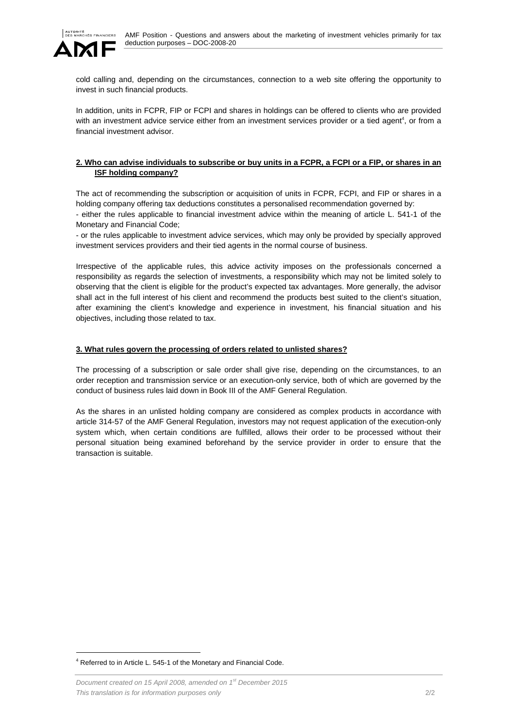cold calling and, depending on the circumstances, connection to a web site offering the opportunity to invest in such financial products.

In addition, units in FCPR, FIP or FCPI and shares in holdings can be offered to clients who are provided with an investment advice service either from an investment services provider or a tied agent[4], or from a financial investment advisor.

## 2. Who can advise individuals to subscribe or buy units in a FCPR, a FCPI or a FIP, or shares in an ISF holding company?

The act of recommending the subscription or acquisition of units in FCPR, FCPI, and FIP or shares in a holding company offering tax deductions constitutes a personalised recommendation governed by:

- either the rules applicable to financial investment advice within the meaning of article L. 541-1 of the Monetary and Financial Code;
- or the rules applicable to investment advice services, which may only be provided by specially approved investment services providers and their tied agents in the normal course of business.

Irrespective of the applicable rules, this advice activity imposes on the professionals concerned a responsibility as regards the selection of investments, a responsibility which may not be limited solely to observing that the client is eligible for the product's expected tax advantages. More generally, the advisor shall act in the full interest of his client and recommend the products best suited to the client's situation, after examining the client's knowledge and experience in investment, his financial situation and his objectives, including those related to tax.

## 3. What rules govern the processing of orders related to unlisted shares?

The processing of a subscription or sale order shall give rise, depending on the circumstances, to an order reception and transmission service or an execution-only service, both of which are governed by the conduct of business rules laid down in Book III of the AMF General Regulation.

As the shares in an unlisted holding company are considered as complex products in accordance with article 314-57 of the AMF General Regulation, investors may not request application of the execution-only system which, when certain conditions are fulfilled, allows their order to be processed without their personal situation being examined beforehand by the service provider in order to ensure that the transaction is suitable.

[4] Referred to in Article L. 545-1 of the Monetary and Financial Code.

*Document created on 15 April 2008, amended on 1st December 2015*
*This translation is for information purposes only*